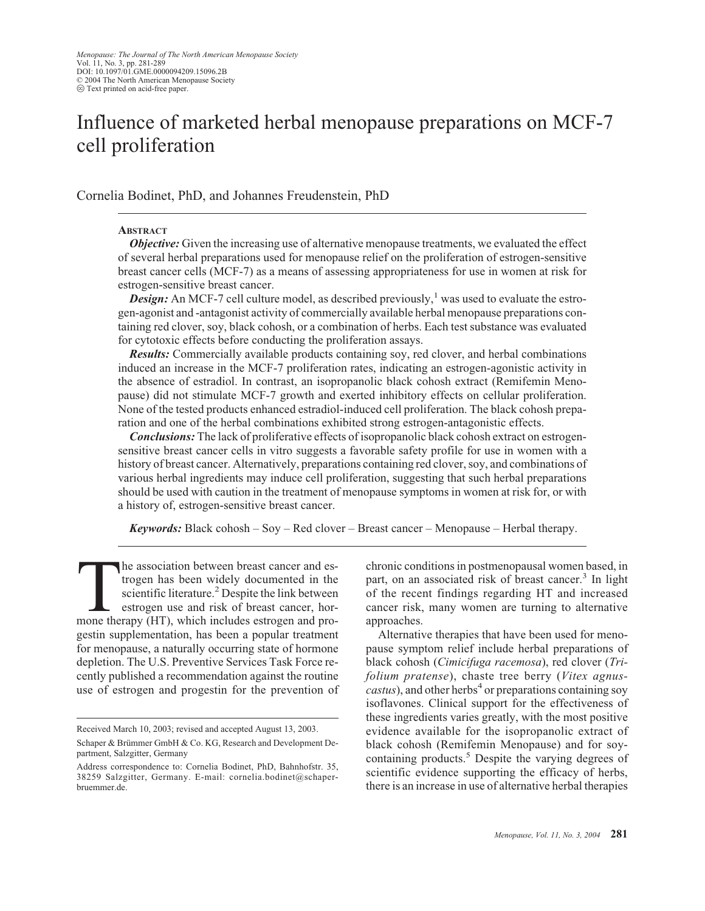# Influence of marketed herbal menopause preparations on MCF-7 cell proliferation

Cornelia Bodinet, PhD, and Johannes Freudenstein, PhD

## Abstract

***Objective:*** Given the increasing use of alternative menopause treatments, we evaluated the effect of several herbal preparations used for menopause relief on the proliferation of estrogen-sensitive breast cancer cells (MCF-7) as a means of assessing appropriateness for use in women at risk for estrogen-sensitive breast cancer.

***Design:*** An MCF-7 cell culture model, as described previously,[1] was used to evaluate the estrogen-agonist and -antagonist activity of commercially available herbal menopause preparations containing red clover, soy, black cohosh, or a combination of herbs. Each test substance was evaluated for cytotoxic effects before conducting the proliferation assays.

***Results:*** Commercially available products containing soy, red clover, and herbal combinations induced an increase in the MCF-7 proliferation rates, indicating an estrogen-agonistic activity in the absence of estradiol. In contrast, an isopropanolic black cohosh extract (Remifemin Menopause) did not stimulate MCF-7 growth and exerted inhibitory effects on cellular proliferation. None of the tested products enhanced estradiol-induced cell proliferation. The black cohosh preparation and one of the herbal combinations exhibited strong estrogen-antagonistic effects.

***Conclusions:*** The lack of proliferative effects of isopropanolic black cohosh extract on estrogen-sensitive breast cancer cells in vitro suggests a favorable safety profile for use in women with a history of breast cancer. Alternatively, preparations containing red clover, soy, and combinations of various herbal ingredients may induce cell proliferation, suggesting that such herbal preparations should be used with caution in the treatment of menopause symptoms in women at risk for, or with a history of, estrogen-sensitive breast cancer.

***Keywords:*** Black cohosh – Soy – Red clover – Breast cancer – Menopause – Herbal therapy.

The association between breast cancer and estrogen has been widely documented in the scientific literature.[2] Despite the link between estrogen use and risk of breast cancer, hormone therapy (HT), which includes estrogen and progestin supplementation, has been a popular treatment for menopause, a naturally occurring state of hormone depletion. The U.S. Preventive Services Task Force recently published a recommendation against the routine use of estrogen and progestin for the prevention of chronic conditions in postmenopausal women based, in part, on an associated risk of breast cancer.[3] In light of the recent findings regarding HT and increased cancer risk, many women are turning to alternative approaches.

Alternative therapies that have been used for menopause symptom relief include herbal preparations of black cohosh (*Cimicifuga racemosa*), red clover (*Trifolium pratense*), chaste tree berry (*Vitex agnus-castus*), and other herbs[4] or preparations containing soy isoflavones. Clinical support for the effectiveness of these ingredients varies greatly, with the most positive evidence available for the isopropanolic extract of black cohosh (Remifemin Menopause) and for soy-containing products.[5] Despite the varying degrees of scientific evidence supporting the efficacy of herbs, there is an increase in use of alternative herbal therapies

Received March 10, 2003; revised and accepted August 13, 2003.

Schaper & Brümmer GmbH & Co. KG, Research and Development Department, Salzgitter, Germany

Address correspondence to: Cornelia Bodinet, PhD, Bahnhofstr. 35, 38259 Salzgitter, Germany. E-mail: cornelia.bodinet@schaper-bruemmer.de.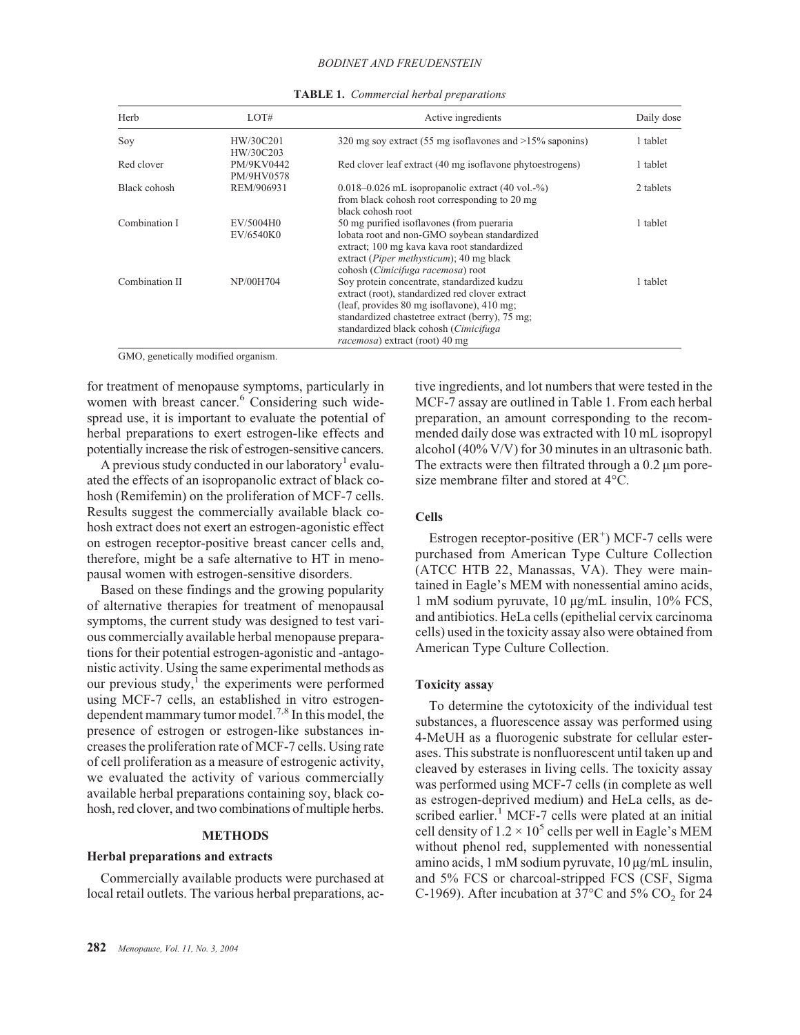**TABLE 1.** *Commercial herbal preparations*

| Herb | LOT# | Active ingredients | Daily dose |
|---|---|---|---|
| Soy | HW/30C201 HW/30C203 | 320 mg soy extract (55 mg isoflavones and >15% saponins) | 1 tablet |
| Red clover | PM/9KV0442 PM/9HV0578 | Red clover leaf extract (40 mg isoflavone phytoestrogens) | 1 tablet |
| Black cohosh | REM/906931 | 0.018–0.026 mL isopropanolic extract (40 vol.-%) from black cohosh root corresponding to 20 mg black cohosh root | 2 tablets |
| Combination I | EV/5004H0 EV/6540K0 | 50 mg purified isoflavones (from pueraria lobata root and non-GMO soybean standardized extract; 100 mg kava kava root standardized extract (*Piper methysticum*); 40 mg black cohosh (*Cimicifuga racemosa*) root | 1 tablet |
| Combination II | NP/00H704 | Soy protein concentrate, standardized kudzu extract (root), standardized red clover extract (leaf, provides 80 mg isoflavone), 410 mg; standardized chastetree extract (berry), 75 mg; standardized black cohosh (*Cimicifuga racemosa*) extract (root) 40 mg | 1 tablet |

GMO, genetically modified organism.

for treatment of menopause symptoms, particularly in women with breast cancer.[6] Considering such widespread use, it is important to evaluate the potential of herbal preparations to exert estrogen-like effects and potentially increase the risk of estrogen-sensitive cancers.

A previous study conducted in our laboratory[1] evaluated the effects of an isopropanolic extract of black cohosh (Remifemin) on the proliferation of MCF-7 cells. Results suggest the commercially available black cohosh extract does not exert an estrogen-agonistic effect on estrogen receptor-positive breast cancer cells and, therefore, might be a safe alternative to HT in menopausal women with estrogen-sensitive disorders.

Based on these findings and the growing popularity of alternative therapies for treatment of menopausal symptoms, the current study was designed to test various commercially available herbal menopause preparations for their potential estrogen-agonistic and -antagonistic activity. Using the same experimental methods as our previous study,[1] the experiments were performed using MCF-7 cells, an established in vitro estrogen-dependent mammary tumor model.[7,8] In this model, the presence of estrogen or estrogen-like substances increases the proliferation rate of MCF-7 cells. Using rate of cell proliferation as a measure of estrogenic activity, we evaluated the activity of various commercially available herbal preparations containing soy, black cohosh, red clover, and two combinations of multiple herbs.

## METHODS

### Herbal preparations and extracts

Commercially available products were purchased at local retail outlets. The various herbal preparations, active ingredients, and lot numbers that were tested in the MCF-7 assay are outlined in Table 1. From each herbal preparation, an amount corresponding to the recommended daily dose was extracted with 10 mL isopropyl alcohol (40% V/V) for 30 minutes in an ultrasonic bath. The extracts were then filtrated through a 0.2 μm pore-size membrane filter and stored at 4°C.

### Cells

Estrogen receptor-positive ($ER^+$) MCF-7 cells were purchased from American Type Culture Collection (ATCC HTB 22, Manassas, VA). They were maintained in Eagle's MEM with nonessential amino acids, 1 mM sodium pyruvate, 10 μg/mL insulin, 10% FCS, and antibiotics. HeLa cells (epithelial cervix carcinoma cells) used in the toxicity assay also were obtained from American Type Culture Collection.

### Toxicity assay

To determine the cytotoxicity of the individual test substances, a fluorescence assay was performed using 4-MeUH as a fluorogenic substrate for cellular esterases. This substrate is nonfluorescent until taken up and cleaved by esterases in living cells. The toxicity assay was performed using MCF-7 cells (in complete as well as estrogen-deprived medium) and HeLa cells, as described earlier.[1] MCF-7 cells were plated at an initial cell density of $1.2 \times 10^5$ cells per well in Eagle's MEM without phenol red, supplemented with nonessential amino acids, 1 mM sodium pyruvate, 10 μg/mL insulin, and 5% FCS or charcoal-stripped FCS (CSF, Sigma C-1969). After incubation at 37°C and 5% $CO_2$ for 24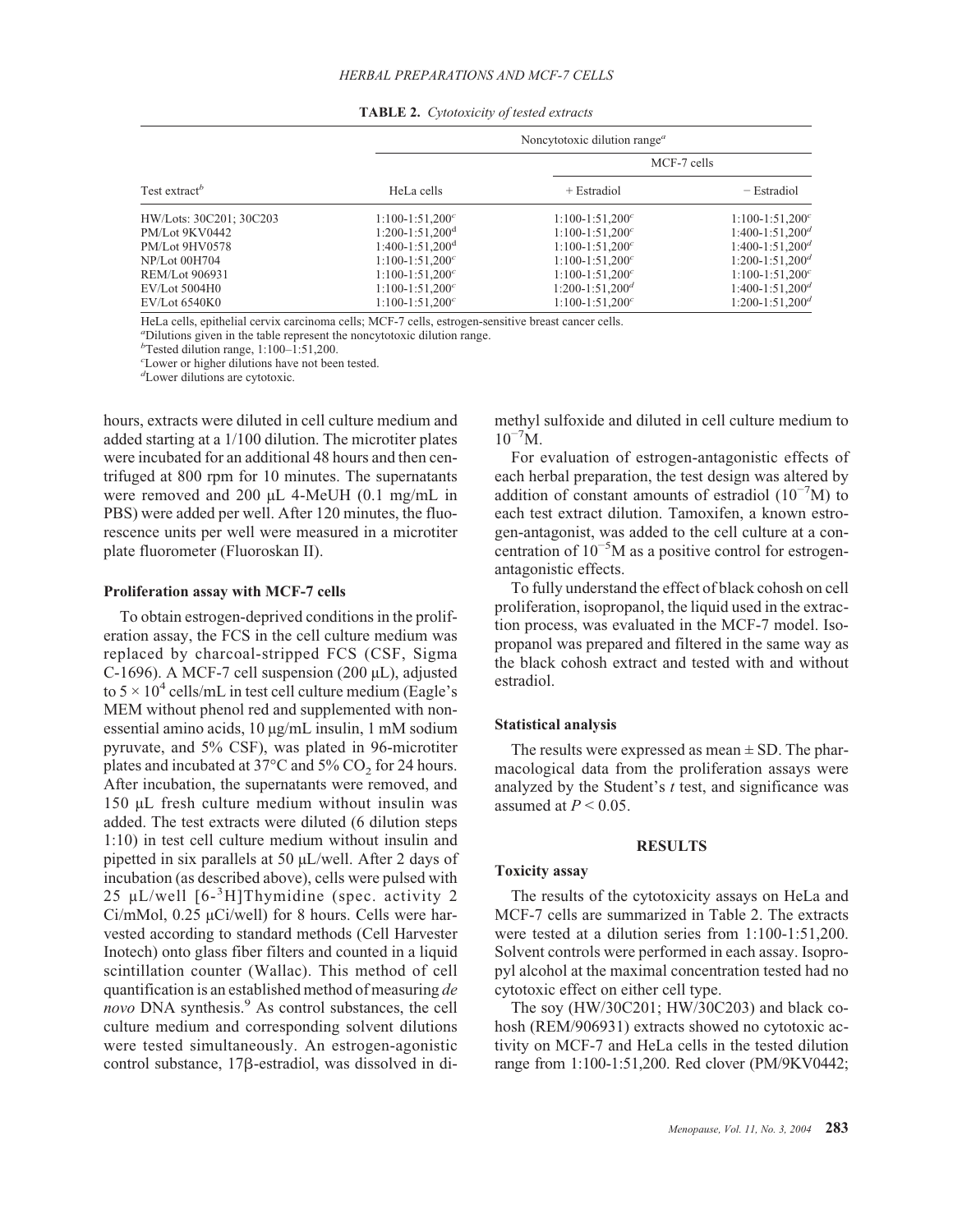**TABLE 2.** *Cytotoxicity of tested extracts*

| Test extract[b] | Noncytotoxic dilution range[a] | | |
|---|---|---|---|
| | HeLa cells | MCF-7 cells | |
| | | + Estradiol | − Estradiol |
| HW/Lots: 30C201; 30C203 | 1:100-1:51,200[c] | 1:100-1:51,200[c] | 1:100-1:51,200[c] |
| PM/Lot 9KV0442 | 1:200-1:51,200[d] | 1:100-1:51,200[c] | 1:400-1:51,200[d] |
| PM/Lot 9HV0578 | 1:400-1:51,200[d] | 1:100-1:51,200[c] | 1:400-1:51,200[d] |
| NP/Lot 00H704 | 1:100-1:51,200[c] | 1:100-1:51,200[c] | 1:200-1:51,200[d] |
| REM/Lot 906931 | 1:100-1:51,200[c] | 1:100-1:51,200[c] | 1:100-1:51,200[c] |
| EV/Lot 5004H0 | 1:100-1:51,200[c] | 1:200-1:51,200[d] | 1:400-1:51,200[d] |
| EV/Lot 6540K0 | 1:100-1:51,200[c] | 1:100-1:51,200[c] | 1:200-1:51,200[d] |

HeLa cells, epithelial cervix carcinoma cells; MCF-7 cells, estrogen-sensitive breast cancer cells.
[a]Dilutions given in the table represent the noncytotoxic dilution range.
[b]Tested dilution range, 1:100–1:51,200.
[c]Lower or higher dilutions have not been tested.
[d]Lower dilutions are cytotoxic.

hours, extracts were diluted in cell culture medium and added starting at a 1/100 dilution. The microtiter plates were incubated for an additional 48 hours and then centrifuged at 800 rpm for 10 minutes. The supernatants were removed and 200 μL 4-MeUH (0.1 mg/mL in PBS) were added per well. After 120 minutes, the fluorescence units per well were measured in a microtiter plate fluorometer (Fluoroskan II).

### Proliferation assay with MCF-7 cells

To obtain estrogen-deprived conditions in the proliferation assay, the FCS in the cell culture medium was replaced by charcoal-stripped FCS (CSF, Sigma C-1696). A MCF-7 cell suspension (200 μL), adjusted to $5 \times 10^4$ cells/mL in test cell culture medium (Eagle's MEM without phenol red and supplemented with nonessential amino acids, 10 μg/mL insulin, 1 mM sodium pyruvate, and 5% CSF), was plated in 96-microtiter plates and incubated at 37°C and 5% $CO_2$ for 24 hours. After incubation, the supernatants were removed, and 150 μL fresh culture medium without insulin was added. The test extracts were diluted (6 dilution steps 1:10) in test cell culture medium without insulin and pipetted in six parallels at 50 μL/well. After 2 days of incubation (as described above), cells were pulsed with 25 μL/well [6-$^3$H]Thymidine (spec. activity 2 Ci/mMol, 0.25 μCi/well) for 8 hours. Cells were harvested according to standard methods (Cell Harvester Inotech) onto glass fiber filters and counted in a liquid scintillation counter (Wallac). This method of cell quantification is an established method of measuring *de novo* DNA synthesis.[9] As control substances, the cell culture medium and corresponding solvent dilutions were tested simultaneously. An estrogen-agonistic control substance, 17β-estradiol, was dissolved in dimethyl sulfoxide and diluted in cell culture medium to $10^{-7}$M.

For evaluation of estrogen-antagonistic effects of each herbal preparation, the test design was altered by addition of constant amounts of estradiol ($10^{-7}$M) to each test extract dilution. Tamoxifen, a known estrogen-antagonist, was added to the cell culture at a concentration of $10^{-5}$M as a positive control for estrogen-antagonistic effects.

To fully understand the effect of black cohosh on cell proliferation, isopropanol, the liquid used in the extraction process, was evaluated in the MCF-7 model. Isopropanol was prepared and filtered in the same way as the black cohosh extract and tested with and without estradiol.

### Statistical analysis

The results were expressed as mean ± SD. The pharmacological data from the proliferation assays were analyzed by the Student's *t* test, and significance was assumed at $P < 0.05$.

## RESULTS

### Toxicity assay

The results of the cytotoxicity assays on HeLa and MCF-7 cells are summarized in Table 2. The extracts were tested at a dilution series from 1:100-1:51,200. Solvent controls were performed in each assay. Isopropyl alcohol at the maximal concentration tested had no cytotoxic effect on either cell type.

The soy (HW/30C201; HW/30C203) and black cohosh (REM/906931) extracts showed no cytotoxic activity on MCF-7 and HeLa cells in the tested dilution range from 1:100-1:51,200. Red clover (PM/9KV0442;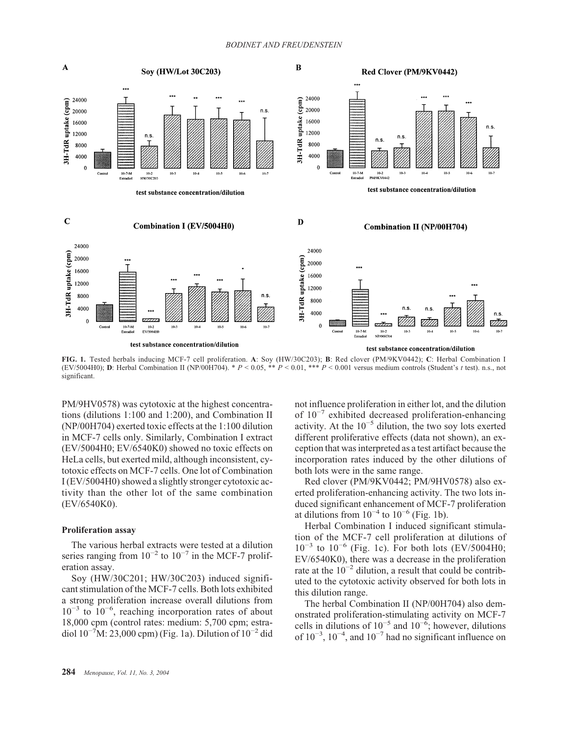**FIG. 1.** Tested herbals inducing MCF-7 cell proliferation. **A**: Soy (HW/30C203); **B**: Red clover (PM/9KV0442); **C**: Herbal Combination I (EV/5004H0); **D**: Herbal Combination II (NP/00H704). * $P < 0.05$, ** $P < 0.01$, *** $P < 0.001$ versus medium controls (Student's $t$ test). n.s., not significant.

PM/9HV0578) was cytotoxic at the highest concentrations (dilutions 1:100 and 1:200), and Combination II (NP/00H704) exerted toxic effects at the 1:100 dilution in MCF-7 cells only. Similarly, Combination I extract (EV/5004H0; EV/6540K0) showed no toxic effects on HeLa cells, but exerted mild, although inconsistent, cytotoxic effects on MCF-7 cells. One lot of Combination I (EV/5004H0) showed a slightly stronger cytotoxic activity than the other lot of the same combination (EV/6540K0).

### Proliferation assay

The various herbal extracts were tested at a dilution series ranging from $10^{-2}$ to $10^{-7}$ in the MCF-7 proliferation assay.

Soy (HW/30C201; HW/30C203) induced significant stimulation of the MCF-7 cells. Both lots exhibited a strong proliferation increase overall dilutions from $10^{-3}$ to $10^{-6}$, reaching incorporation rates of about 18,000 cpm (control rates: medium: 5,700 cpm; estradiol $10^{-7}$M: 23,000 cpm) (Fig. 1a). Dilution of $10^{-2}$ did not influence proliferation in either lot, and the dilution of $10^{-7}$ exhibited decreased proliferation-enhancing activity. At the $10^{-5}$ dilution, the two soy lots exerted different proliferative effects (data not shown), an exception that was interpreted as a test artifact because the incorporation rates induced by the other dilutions of both lots were in the same range.

Red clover (PM/9KV0442; PM/9HV0578) also exerted proliferation-enhancing activity. The two lots induced significant enhancement of MCF-7 proliferation at dilutions from $10^{-4}$ to $10^{-6}$ (Fig. 1b).

Herbal Combination I induced significant stimulation of the MCF-7 cell proliferation at dilutions of $10^{-3}$ to $10^{-6}$ (Fig. 1c). For both lots (EV/5004H0; EV/6540K0), there was a decrease in the proliferation rate at the $10^{-2}$ dilution, a result that could be contributed to the cytotoxic activity observed for both lots in this dilution range.

The herbal Combination II (NP/00H704) also demonstrated proliferation-stimulating activity on MCF-7 cells in dilutions of $10^{-5}$ and $10^{-6}$; however, dilutions of $10^{-3}$, $10^{-4}$, and $10^{-7}$ had no significant influence on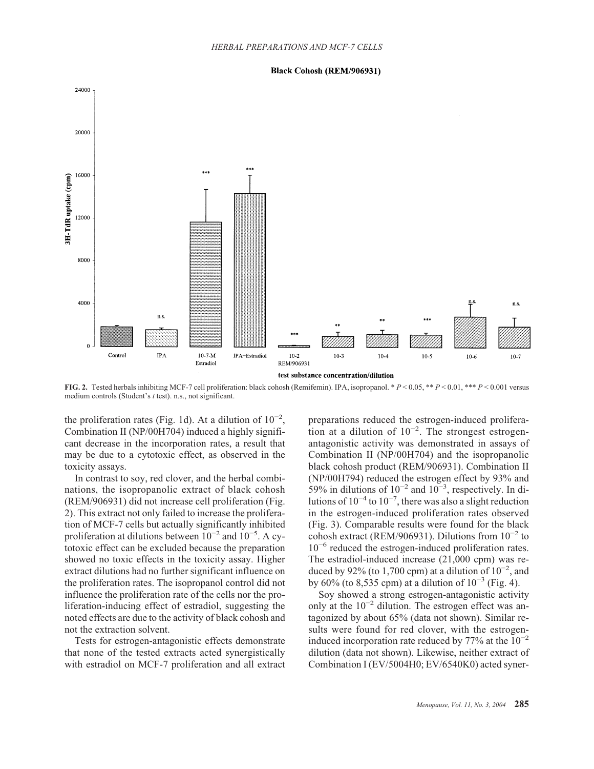**FIG. 2.** Tested herbals inhibiting MCF-7 cell proliferation: black cohosh (Remifemin). IPA, isopropanol. * $P < 0.05$, ** $P < 0.01$, *** $P < 0.001$ versus medium controls (Student's *t* test). n.s., not significant.

the proliferation rates (Fig. 1d). At a dilution of $10^{-2}$, Combination II (NP/00H704) induced a highly significant decrease in the incorporation rates, a result that may be due to a cytotoxic effect, as observed in the toxicity assays.

In contrast to soy, red clover, and the herbal combinations, the isopropanolic extract of black cohosh (REM/906931) did not increase cell proliferation (Fig. 2). This extract not only failed to increase the proliferation of MCF-7 cells but actually significantly inhibited proliferation at dilutions between $10^{-2}$ and $10^{-5}$. A cytotoxic effect can be excluded because the preparation showed no toxic effects in the toxicity assay. Higher extract dilutions had no further significant influence on the proliferation rates. The isopropanol control did not influence the proliferation rate of the cells nor the proliferation-inducing effect of estradiol, suggesting the noted effects are due to the activity of black cohosh and not the extraction solvent.

Tests for estrogen-antagonistic effects demonstrate that none of the tested extracts acted synergistically with estradiol on MCF-7 proliferation and all extract preparations reduced the estrogen-induced proliferation at a dilution of $10^{-2}$. The strongest estrogen-antagonistic activity was demonstrated in assays of Combination II (NP/00H704) and the isopropanolic black cohosh product (REM/906931). Combination II (NP/00H794) reduced the estrogen effect by 93% and 59% in dilutions of $10^{-2}$ and $10^{-3}$, respectively. In dilutions of $10^{-4}$ to $10^{-7}$, there was also a slight reduction in the estrogen-induced proliferation rates observed (Fig. 3). Comparable results were found for the black cohosh extract (REM/906931). Dilutions from $10^{-2}$ to $10^{-6}$ reduced the estrogen-induced proliferation rates. The estradiol-induced increase (21,000 cpm) was reduced by 92% (to 1,700 cpm) at a dilution of $10^{-2}$, and by 60% (to 8,535 cpm) at a dilution of $10^{-3}$ (Fig. 4).

Soy showed a strong estrogen-antagonistic activity only at the $10^{-2}$ dilution. The estrogen effect was antagonized by about 65% (data not shown). Similar results were found for red clover, with the estrogen-induced incorporation rate reduced by 77% at the $10^{-2}$ dilution (data not shown). Likewise, neither extract of Combination I (EV/5004H0; EV/6540K0) acted syner-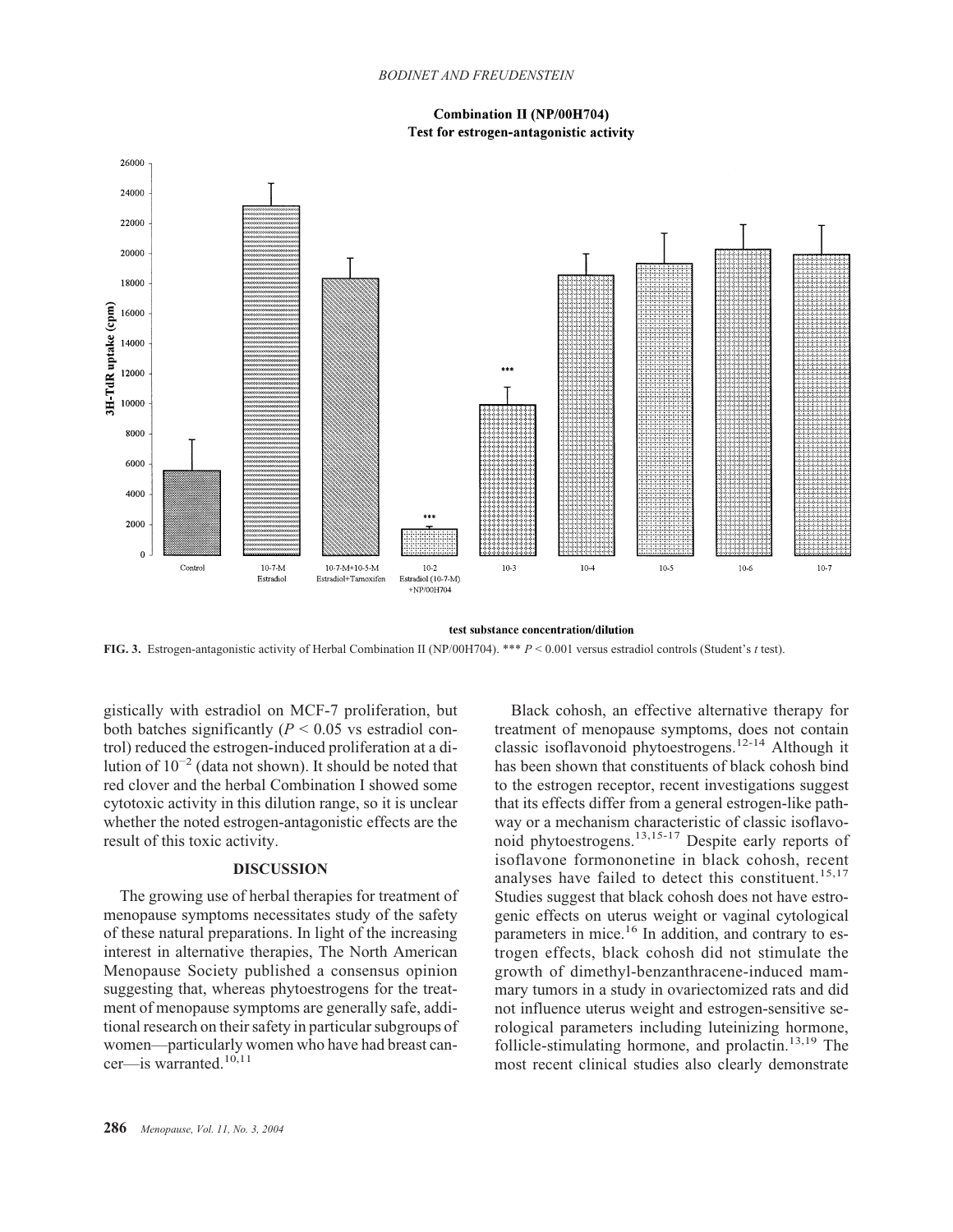**Combination II (NP/00H704)**
**Test for estrogen-antagonistic activity**

FIG. 3. Estrogen-antagonistic activity of Herbal Combination II (NP/00H704). *** $P < 0.001$ versus estradiol controls (Student's $t$ test).

gistically with estradiol on MCF-7 proliferation, but both batches significantly ($P < 0.05$ vs estradiol control) reduced the estrogen-induced proliferation at a dilution of $10^{-2}$ (data not shown). It should be noted that red clover and the herbal Combination I showed some cytotoxic activity in this dilution range, so it is unclear whether the noted estrogen-antagonistic effects are the result of this toxic activity.

## DISCUSSION

The growing use of herbal therapies for treatment of menopause symptoms necessitates study of the safety of these natural preparations. In light of the increasing interest in alternative therapies, The North American Menopause Society published a consensus opinion suggesting that, whereas phytoestrogens for the treatment of menopause symptoms are generally safe, additional research on their safety in particular subgroups of women—particularly women who have had breast cancer—is warranted.[10,11]

Black cohosh, an effective alternative therapy for treatment of menopause symptoms, does not contain classic isoflavonoid phytoestrogens.[12-14] Although it has been shown that constituents of black cohosh bind to the estrogen receptor, recent investigations suggest that its effects differ from a general estrogen-like pathway or a mechanism characteristic of classic isoflavonoid phytoestrogens.[13,15-17] Despite early reports of isoflavone formononetine in black cohosh, recent analyses have failed to detect this constituent.[15,17] Studies suggest that black cohosh does not have estrogenic effects on uterus weight or vaginal cytological parameters in mice.[16] In addition, and contrary to estrogen effects, black cohosh did not stimulate the growth of dimethyl-benzanthracene-induced mammary tumors in a study in ovariectomized rats and did not influence uterus weight and estrogen-sensitive serological parameters including luteinizing hormone, follicle-stimulating hormone, and prolactin.[13,19] The most recent clinical studies also clearly demonstrate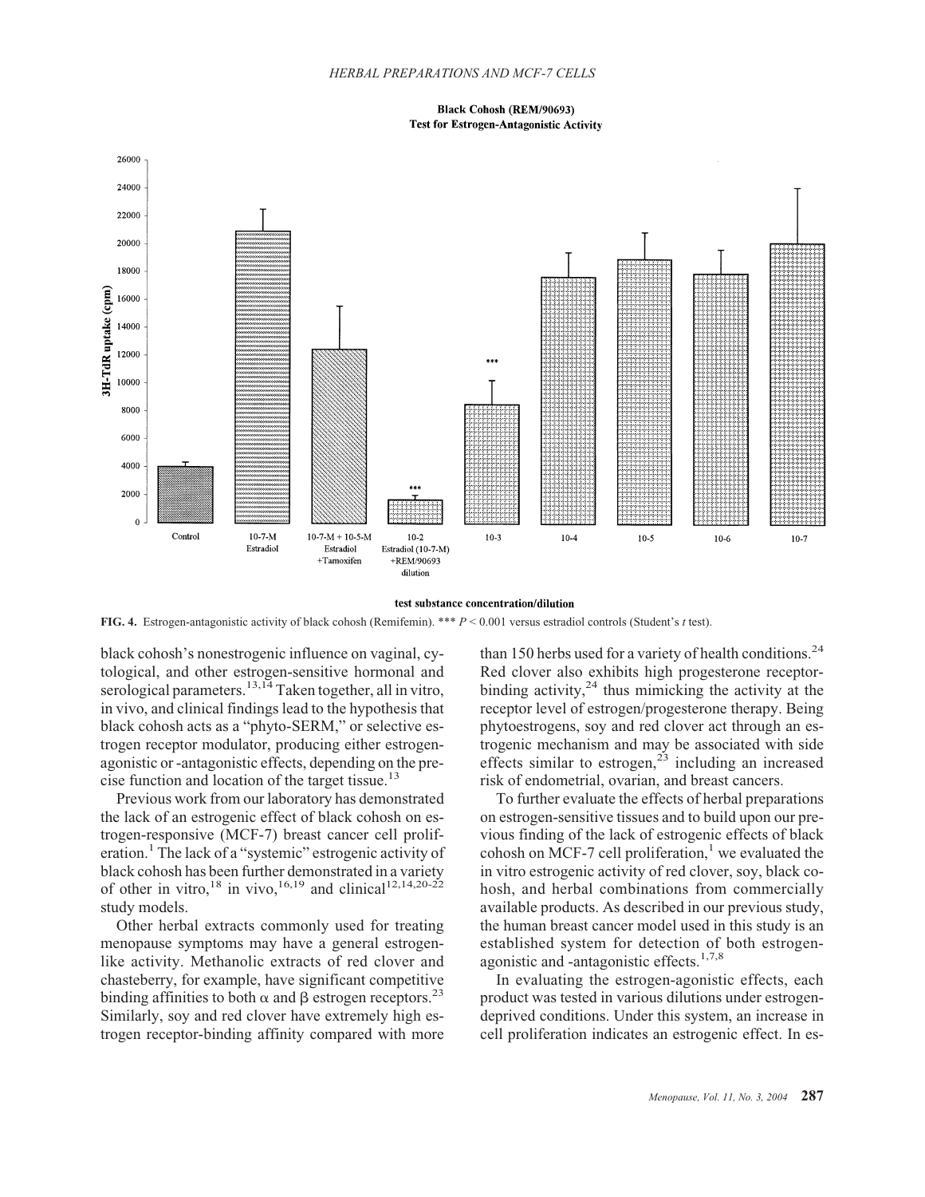**FIG. 4.** Estrogen-antagonistic activity of black cohosh (Remifemin). *** $P < 0.001$ versus estradiol controls (Student's $t$ test).

black cohosh's nonestrogenic influence on vaginal, cytological, and other estrogen-sensitive hormonal and serological parameters.[13,14] Taken together, all in vitro, in vivo, and clinical findings lead to the hypothesis that black cohosh acts as a "phyto-SERM," or selective estrogen receptor modulator, producing either estrogen-agonistic or -antagonistic effects, depending on the precise function and location of the target tissue.[13]

Previous work from our laboratory has demonstrated the lack of an estrogenic effect of black cohosh on estrogen-responsive (MCF-7) breast cancer cell proliferation.[1] The lack of a "systemic" estrogenic activity of black cohosh has been further demonstrated in a variety of other in vitro,[18] in vivo,[16,19] and clinical[12,14,20-22] study models.

Other herbal extracts commonly used for treating menopause symptoms may have a general estrogen-like activity. Methanolic extracts of red clover and chasteberry, for example, have significant competitive binding affinities to both $\alpha$ and $\beta$ estrogen receptors.[23] Similarly, soy and red clover have extremely high estrogen receptor-binding affinity compared with more than 150 herbs used for a variety of health conditions.[24] Red clover also exhibits high progesterone receptor-binding activity,[24] thus mimicking the activity at the receptor level of estrogen/progesterone therapy. Being phytoestrogens, soy and red clover act through an estrogenic mechanism and may be associated with side effects similar to estrogen,[23] including an increased risk of endometrial, ovarian, and breast cancers.

To further evaluate the effects of herbal preparations on estrogen-sensitive tissues and to build upon our previous finding of the lack of estrogenic effects of black cohosh on MCF-7 cell proliferation,[1] we evaluated the in vitro estrogenic activity of red clover, soy, black cohosh, and herbal combinations from commercially available products. As described in our previous study, the human breast cancer model used in this study is an established system for detection of both estrogen-agonistic and -antagonistic effects.[1,7,8]

In evaluating the estrogen-agonistic effects, each product was tested in various dilutions under estrogen-deprived conditions. Under this system, an increase in cell proliferation indicates an estrogenic effect. In es-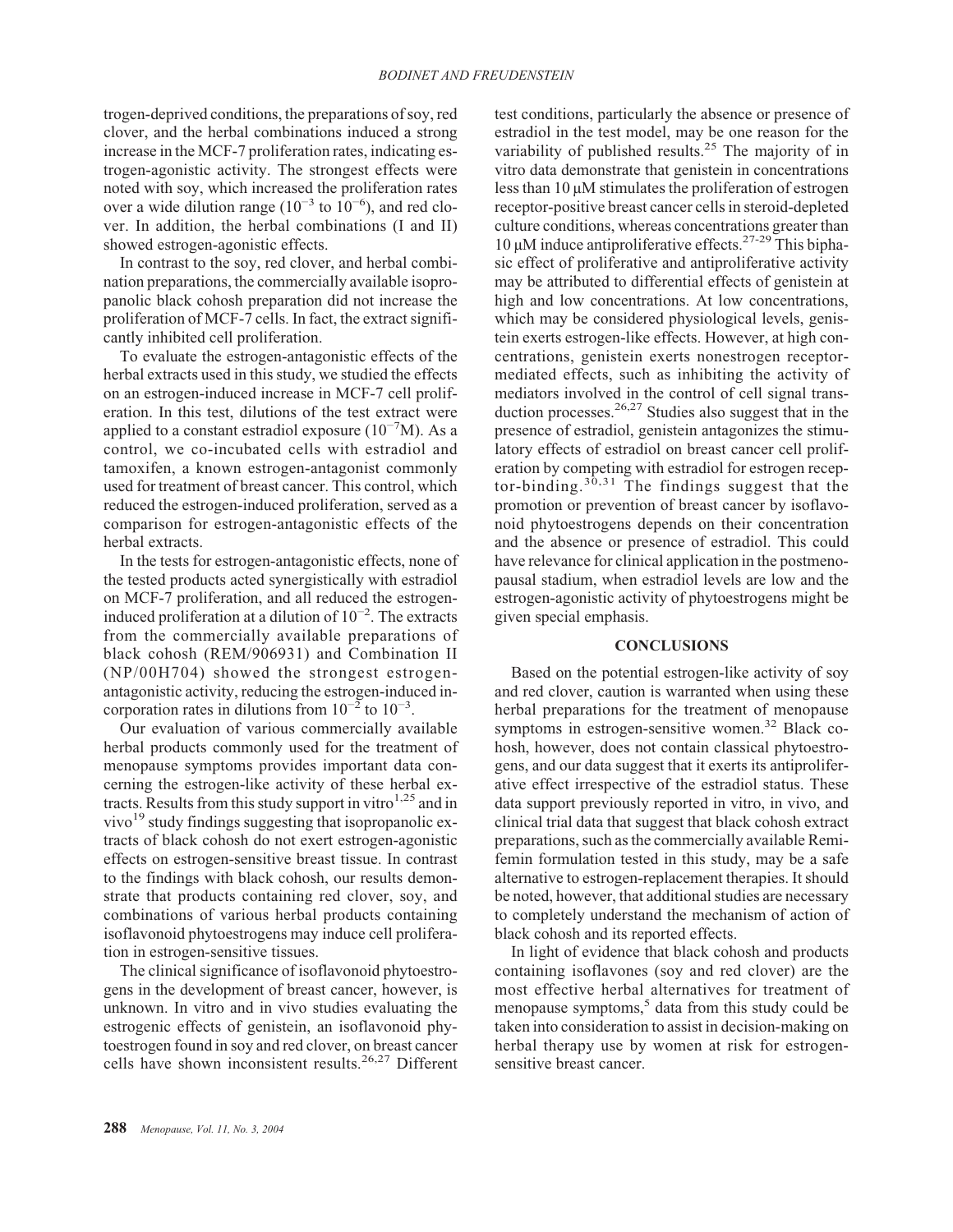trogen-deprived conditions, the preparations of soy, red clover, and the herbal combinations induced a strong increase in the MCF-7 proliferation rates, indicating estrogen-agonistic activity. The strongest effects were noted with soy, which increased the proliferation rates over a wide dilution range ($10^{-3}$ to $10^{-6}$), and red clover. In addition, the herbal combinations (I and II) showed estrogen-agonistic effects.

In contrast to the soy, red clover, and herbal combination preparations, the commercially available isopropanolic black cohosh preparation did not increase the proliferation of MCF-7 cells. In fact, the extract significantly inhibited cell proliferation.

To evaluate the estrogen-antagonistic effects of the herbal extracts used in this study, we studied the effects on an estrogen-induced increase in MCF-7 cell proliferation. In this test, dilutions of the test extract were applied to a constant estradiol exposure ($10^{-7}$M). As a control, we co-incubated cells with estradiol and tamoxifen, a known estrogen-antagonist commonly used for treatment of breast cancer. This control, which reduced the estrogen-induced proliferation, served as a comparison for estrogen-antagonistic effects of the herbal extracts.

In the tests for estrogen-antagonistic effects, none of the tested products acted synergistically with estradiol on MCF-7 proliferation, and all reduced the estrogen-induced proliferation at a dilution of $10^{-2}$. The extracts from the commercially available preparations of black cohosh (REM/906931) and Combination II (NP/00H704) showed the strongest estrogen-antagonistic activity, reducing the estrogen-induced incorporation rates in dilutions from $10^{-2}$ to $10^{-3}$.

Our evaluation of various commercially available herbal products commonly used for the treatment of menopause symptoms provides important data concerning the estrogen-like activity of these herbal extracts. Results from this study support in vitro[1,25] and in vivo[19] study findings suggesting that isopropanolic extracts of black cohosh do not exert estrogen-agonistic effects on estrogen-sensitive breast tissue. In contrast to the findings with black cohosh, our results demonstrate that products containing red clover, soy, and combinations of various herbal products containing isoflavonoid phytoestrogens may induce cell proliferation in estrogen-sensitive tissues.

The clinical significance of isoflavonoid phytoestrogens in the development of breast cancer, however, is unknown. In vitro and in vivo studies evaluating the estrogenic effects of genistein, an isoflavonoid phytoestrogen found in soy and red clover, on breast cancer cells have shown inconsistent results.[26,27] Different test conditions, particularly the absence or presence of estradiol in the test model, may be one reason for the variability of published results.[25] The majority of in vitro data demonstrate that genistein in concentrations less than 10 μM stimulates the proliferation of estrogen receptor-positive breast cancer cells in steroid-depleted culture conditions, whereas concentrations greater than 10 μM induce antiproliferative effects.[27-29] This biphasic effect of proliferative and antiproliferative activity may be attributed to differential effects of genistein at high and low concentrations. At low concentrations, which may be considered physiological levels, genistein exerts estrogen-like effects. However, at high concentrations, genistein exerts nonestrogen receptor-mediated effects, such as inhibiting the activity of mediators involved in the control of cell signal transduction processes.[26,27] Studies also suggest that in the presence of estradiol, genistein antagonizes the stimulatory effects of estradiol on breast cancer cell proliferation by competing with estradiol for estrogen receptor-binding.[30,31] The findings suggest that the promotion or prevention of breast cancer by isoflavonoid phytoestrogens depends on their concentration and the absence or presence of estradiol. This could have relevance for clinical application in the postmenopausal stadium, when estradiol levels are low and the estrogen-agonistic activity of phytoestrogens might be given special emphasis.

## CONCLUSIONS

Based on the potential estrogen-like activity of soy and red clover, caution is warranted when using these herbal preparations for the treatment of menopause symptoms in estrogen-sensitive women.[32] Black cohosh, however, does not contain classical phytoestrogens, and our data suggest that it exerts its antiproliferative effect irrespective of the estradiol status. These data support previously reported in vitro, in vivo, and clinical trial data that suggest that black cohosh extract preparations, such as the commercially available Remifemin formulation tested in this study, may be a safe alternative to estrogen-replacement therapies. It should be noted, however, that additional studies are necessary to completely understand the mechanism of action of black cohosh and its reported effects.

In light of evidence that black cohosh and products containing isoflavones (soy and red clover) are the most effective herbal alternatives for treatment of menopause symptoms,[5] data from this study could be taken into consideration to assist in decision-making on herbal therapy use by women at risk for estrogen-sensitive breast cancer.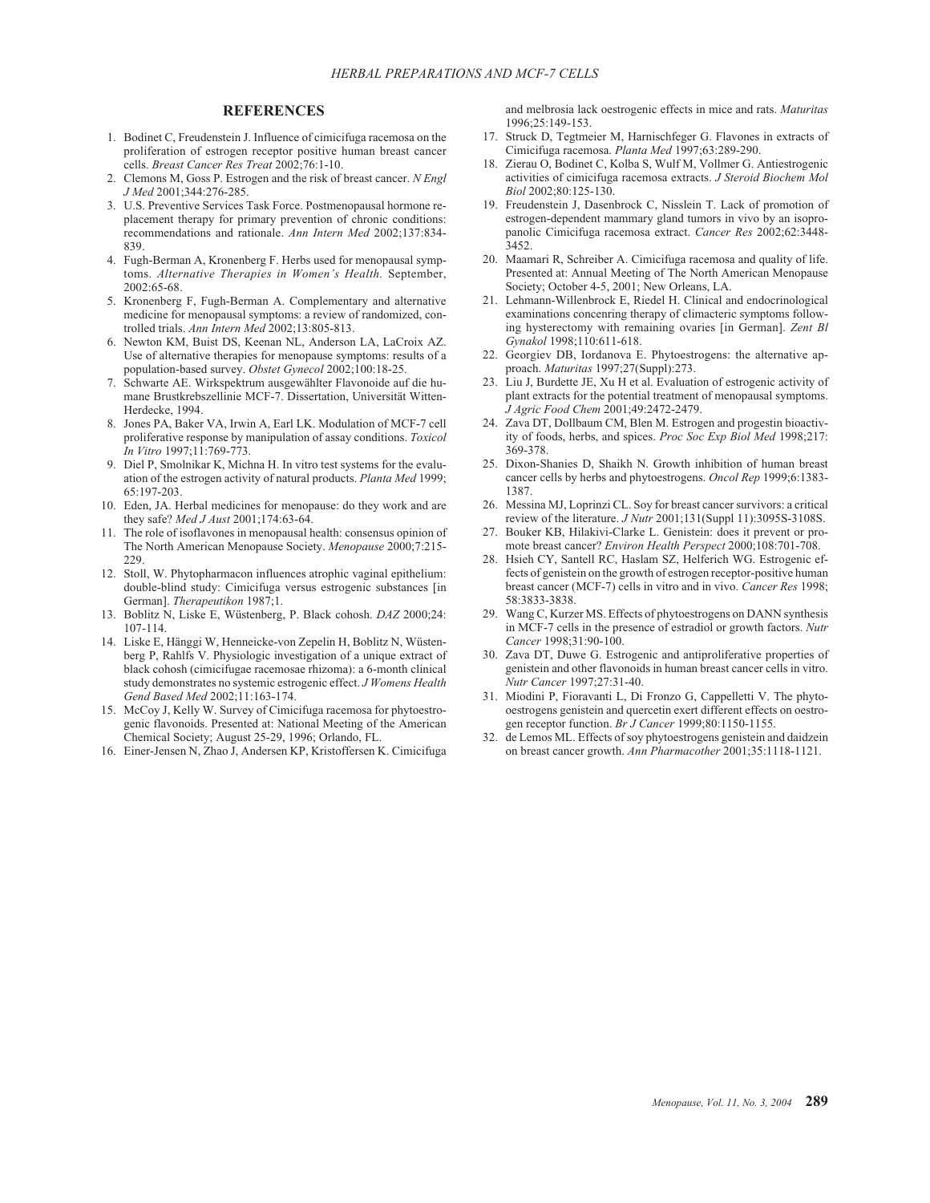## REFERENCES

1. Bodinet C, Freudenstein J. Influence of cimicifuga racemosa on the proliferation of estrogen receptor positive human breast cancer cells. *Breast Cancer Res Treat* 2002;76:1-10.
2. Clemons M, Goss P. Estrogen and the risk of breast cancer. *N Engl J Med* 2001;344:276-285.
3. U.S. Preventive Services Task Force. Postmenopausal hormone replacement therapy for primary prevention of chronic conditions: recommendations and rationale. *Ann Intern Med* 2002;137:834-839.
4. Fugh-Berman A, Kronenberg F. Herbs used for menopausal symptoms. *Alternative Therapies in Women's Health.* September, 2002:65-68.
5. Kronenberg F, Fugh-Berman A. Complementary and alternative medicine for menopausal symptoms: a review of randomized, controlled trials. *Ann Intern Med* 2002;13:805-813.
6. Newton KM, Buist DS, Keenan NL, Anderson LA, LaCroix AZ. Use of alternative therapies for menopause symptoms: results of a population-based survey. *Obstet Gynecol* 2002;100:18-25.
7. Schwarte AE. Wirkspektrum ausgewählter Flavonoide auf die humane Brustkrebszellinie MCF-7. Dissertation, Universität Witten-Herdecke, 1994.
8. Jones PA, Baker VA, Irwin A, Earl LK. Modulation of MCF-7 cell proliferative response by manipulation of assay conditions. *Toxicol In Vitro* 1997;11:769-773.
9. Diel P, Smolnikar K, Michna H. In vitro test systems for the evaluation of the estrogen activity of natural products. *Planta Med* 1999; 65:197-203.
10. Eden, JA. Herbal medicines for menopause: do they work and are they safe? *Med J Aust* 2001;174:63-64.
11. The role of isoflavones in menopausal health: consensus opinion of The North American Menopause Society. *Menopause* 2000;7:215-229.
12. Stoll, W. Phytopharmacon influences atrophic vaginal epithelium: double-blind study: Cimicifuga versus estrogenic substances [in German]. *Therapeutikon* 1987;1.
13. Boblitz N, Liske E, Wüstenberg, P. Black cohosh. *DAZ* 2000;24: 107-114.
14. Liske E, Hänggi W, Henneicke-von Zepelin H, Boblitz N, Wüstenberg P, Rahlfs V. Physiologic investigation of a unique extract of black cohosh (cimicifugae racemosae rhizoma): a 6-month clinical study demonstrates no systemic estrogenic effect. *J Womens Health Gend Based Med* 2002;11:163-174.
15. McCoy J, Kelly W. Survey of Cimicifuga racemosa for phytoestrogenic flavonoids. Presented at: National Meeting of the American Chemical Society; August 25-29, 1996; Orlando, FL.
16. Einer-Jensen N, Zhao J, Andersen KP, Kristoffersen K. Cimicifuga and melbrosia lack oestrogenic effects in mice and rats. *Maturitas* 1996;25:149-153.
17. Struck D, Tegtmeier M, Harnischfeger G. Flavones in extracts of Cimicifuga racemosa. *Planta Med* 1997;63:289-290.
18. Zierau O, Bodinet C, Kolba S, Wulf M, Vollmer G. Antiestrogenic activities of cimicifuga racemosa extracts. *J Steroid Biochem Mol Biol* 2002;80:125-130.
19. Freudenstein J, Dasenbrock C, Nisslein T. Lack of promotion of estrogen-dependent mammary gland tumors in vivo by an isopropanolic Cimicifuga racemosa extract. *Cancer Res* 2002;62:3448-3452.
20. Maamari R, Schreiber A. Cimicifuga racemosa and quality of life. Presented at: Annual Meeting of The North American Menopause Society; October 4-5, 2001; New Orleans, LA.
21. Lehmann-Willenbrock E, Riedel H. Clinical and endocrinological examinations concenring therapy of climacteric symptoms following hysterectomy with remaining ovaries [in German]. *Zent Bl Gynakol* 1998;110:611-618.
22. Georgiev DB, Iordanova E. Phytoestrogens: the alternative approach. *Maturitas* 1997;27(Suppl):273.
23. Liu J, Burdette JE, Xu H et al. Evaluation of estrogenic activity of plant extracts for the potential treatment of menopausal symptoms. *J Agric Food Chem* 2001;49:2472-2479.
24. Zava DT, Dollbaum CM, Blen M. Estrogen and progestin bioactivity of foods, herbs, and spices. *Proc Soc Exp Biol Med* 1998;217: 369-378.
25. Dixon-Shanies D, Shaikh N. Growth inhibition of human breast cancer cells by herbs and phytoestrogens. *Oncol Rep* 1999;6:1383-1387.
26. Messina MJ, Loprinzi CL. Soy for breast cancer survivors: a critical review of the literature. *J Nutr* 2001;131(Suppl 11):3095S-3108S.
27. Bouker KB, Hilakivi-Clarke L. Genistein: does it prevent or promote breast cancer? *Environ Health Perspect* 2000;108:701-708.
28. Hsieh CY, Santell RC, Haslam SZ, Helferich WG. Estrogenic effects of genistein on the growth of estrogen receptor-positive human breast cancer (MCF-7) cells in vitro and in vivo. *Cancer Res* 1998; 58:3833-3838.
29. Wang C, Kurzer MS. Effects of phytoestrogens on DANN synthesis in MCF-7 cells in the presence of estradiol or growth factors. *Nutr Cancer* 1998;31:90-100.
30. Zava DT, Duwe G. Estrogenic and antiproliferative properties of genistein and other flavonoids in human breast cancer cells in vitro. *Nutr Cancer* 1997;27:31-40.
31. Miodini P, Fioravanti L, Di Fronzo G, Cappelletti V. The phytooestrogens genistein and quercetin exert different effects on oestrogen receptor function. *Br J Cancer* 1999;80:1150-1155.
32. de Lemos ML. Effects of soy phytoestrogens genistein and daidzein on breast cancer growth. *Ann Pharmacother* 2001;35:1118-1121.